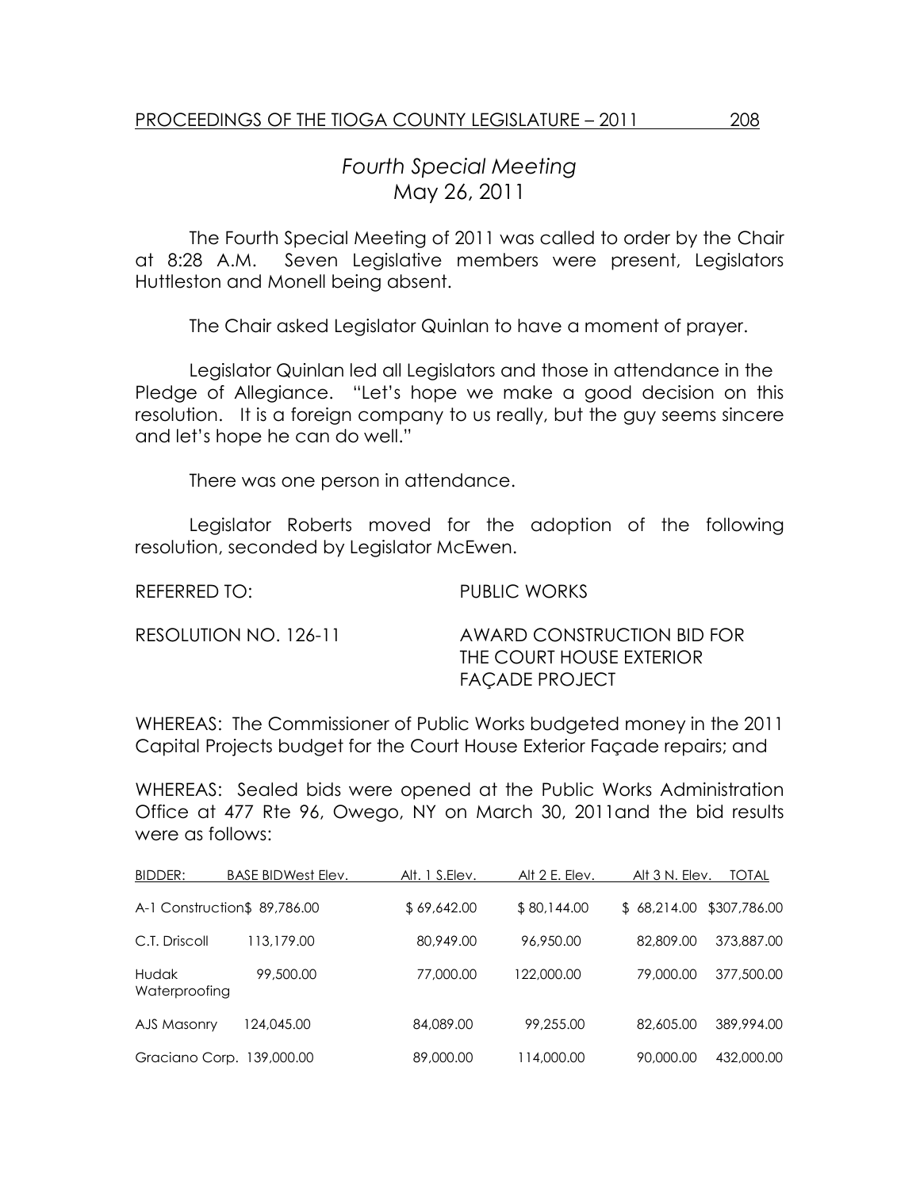# *Fourth Special Meeting*
## *May 26, 2011*

The Fourth Special Meeting of 2011 was called to order by the Chair at 8:28 A.M. Seven Legislative members were present, Legislators Huttleston and Monell being absent.

The Chair asked Legislator Quinlan to have a moment of prayer.

Legislator Quinlan led all Legislators and those in attendance in the Pledge of Allegiance. "Let's hope we make a good decision on this resolution. It is a foreign company to us really, but the guy seems sincere and let's hope he can do well."

There was one person in attendance.

Legislator Roberts moved for the adoption of the following resolution, seconded by Legislator McEwen.

REFERRED TO: PUBLIC WORKS

RESOLUTION NO. 126-11 AWARD CONSTRUCTION BID FOR THE COURT HOUSE EXTERIOR FAÇADE PROJECT

WHEREAS: The Commissioner of Public Works budgeted money in the 2011 Capital Projects budget for the Court House Exterior Façade repairs; and

WHEREAS: Sealed bids were opened at the Public Works Administration Office at 477 Rte 96, Owego, NY on March 30, 2011and the bid results were as follows:

| BIDDER: | BASE BIDWest Elev. | Alt. 1 S.Elev. | Alt 2 E. Elev. | Alt 3 N. Elev. | TOTAL |
|---|---|---|---|---|---|
| A-1 Construction | $ 89,786.00 | $ 69,642.00 | $ 80,144.00 | $ 68,214.00 | $307,786.00 |
| C.T. Driscoll | 113,179.00 | 80,949.00 | 96,950.00 | 82,809.00 | 373,887.00 |
| Hudak Waterproofing | 99,500.00 | 77,000.00 | 122,000.00 | 79,000.00 | 377,500.00 |
| AJS Masonry | 124,045.00 | 84,089.00 | 99,255.00 | 82,605.00 | 389,994.00 |
| Graciano Corp. | 139,000.00 | 89,000.00 | 114,000.00 | 90,000.00 | 432,000.00 |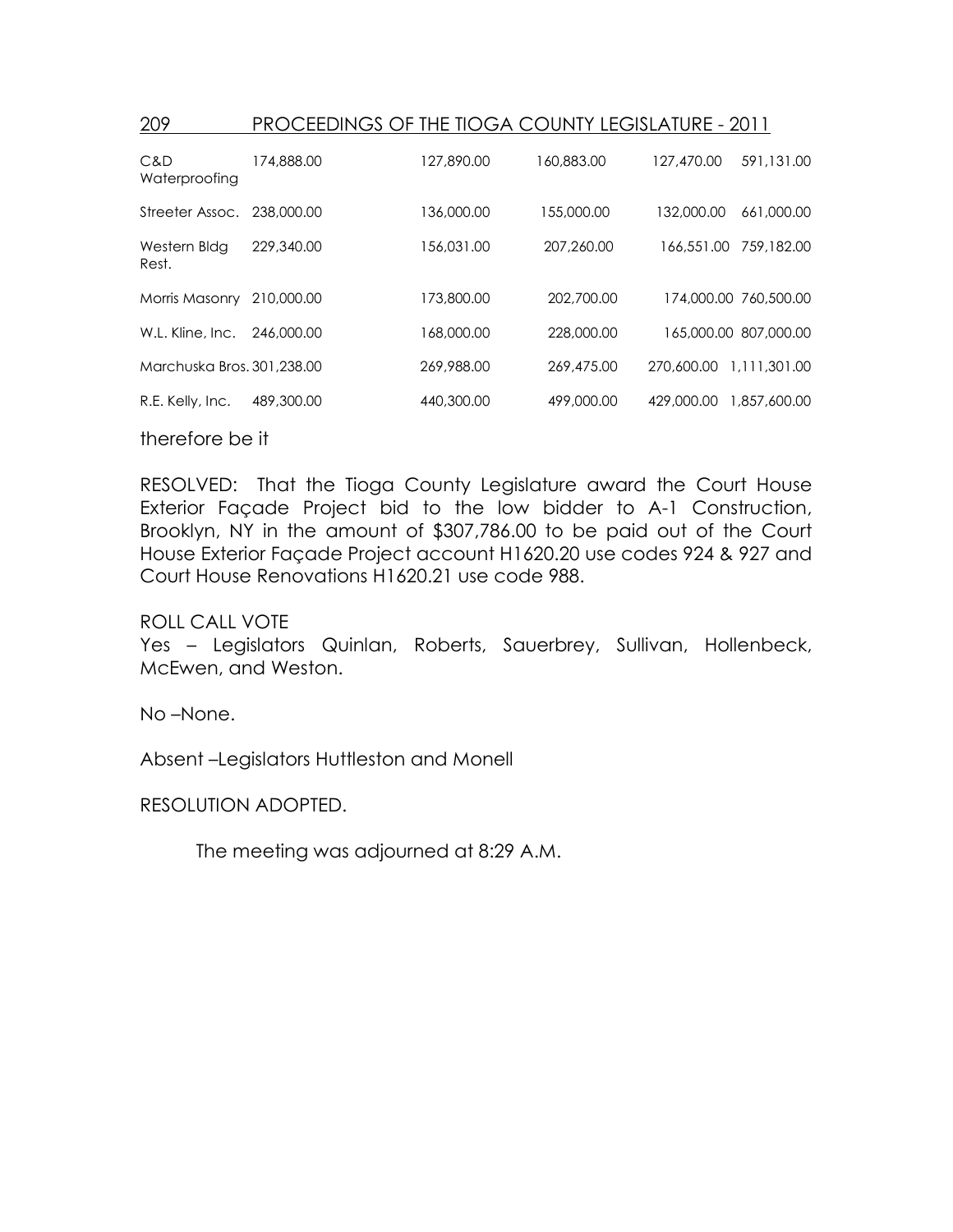| | | | | | |
|---|---|---|---|---|---|
| C&D Waterproofing | 174,888.00 | 127,890.00 | 160,883.00 | 127,470.00 | 591,131.00 |
| Streeter Assoc. | 238,000.00 | 136,000.00 | 155,000.00 | 132,000.00 | 661,000.00 |
| Western Bldg Rest. | 229,340.00 | 156,031.00 | 207,260.00 | 166,551.00 | 759,182.00 |
| Morris Masonry | 210,000.00 | 173,800.00 | 202,700.00 | 174,000.00 | 760,500.00 |
| W.L. Kline, Inc. | 246,000.00 | 168,000.00 | 228,000.00 | 165,000.00 | 807,000.00 |
| Marchuska Bros. | 301,238.00 | 269,988.00 | 269,475.00 | 270,600.00 | 1,111,301.00 |
| R.E. Kelly, Inc. | 489,300.00 | 440,300.00 | 499,000.00 | 429,000.00 | 1,857,600.00 |

therefore be it

RESOLVED: That the Tioga County Legislature award the Court House Exterior Façade Project bid to the low bidder to A-1 Construction, Brooklyn, NY in the amount of $307,786.00 to be paid out of the Court House Exterior Façade Project account H1620.20 use codes 924 & 927 and Court House Renovations H1620.21 use code 988.

ROLL CALL VOTE
Yes – Legislators Quinlan, Roberts, Sauerbrey, Sullivan, Hollenbeck, McEwen, and Weston.

No –None.

Absent –Legislators Huttleston and Monell

RESOLUTION ADOPTED.

The meeting was adjourned at 8:29 A.M.